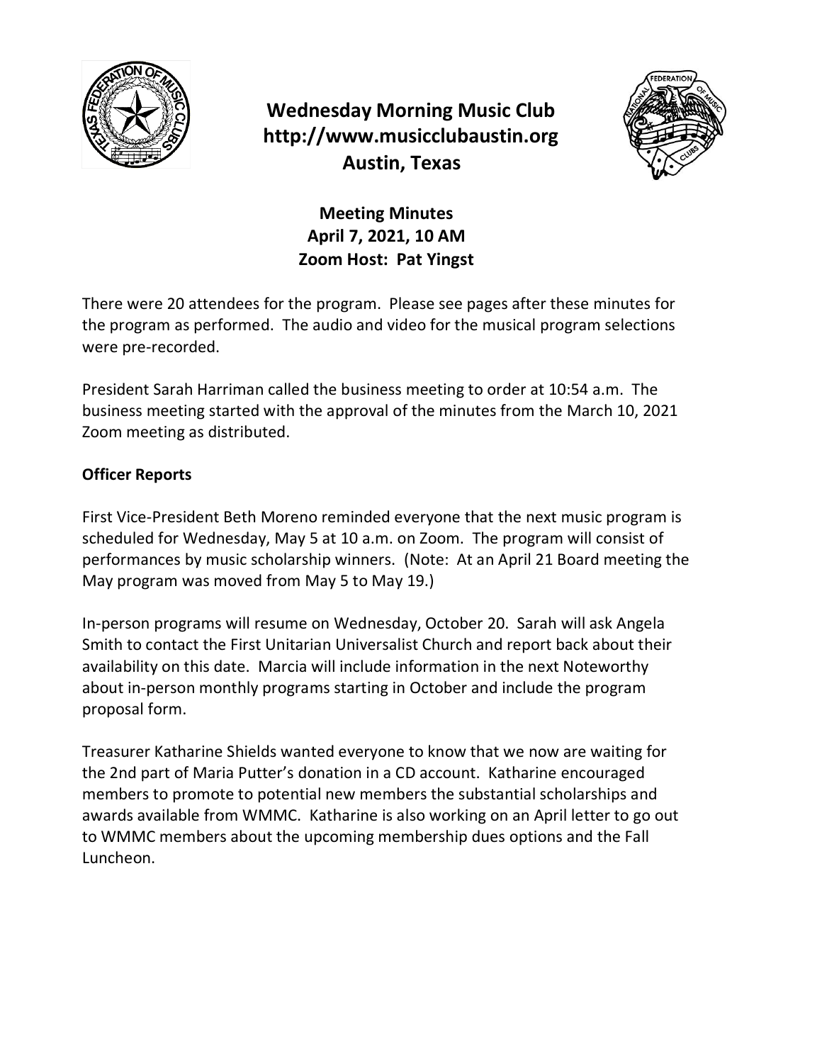# Wednesday Morning Music Club
## http://www.musicclubaustin.org
## Austin, Texas

### Meeting Minutes
### April 7, 2021, 10 AM
### Zoom Host: Pat Yingst

There were 20 attendees for the program. Please see pages after these minutes for the program as performed. The audio and video for the musical program selections were pre-recorded.

President Sarah Harriman called the business meeting to order at 10:54 a.m. The business meeting started with the approval of the minutes from the March 10, 2021 Zoom meeting as distributed.

**Officer Reports**

First Vice-President Beth Moreno reminded everyone that the next music program is scheduled for Wednesday, May 5 at 10 a.m. on Zoom. The program will consist of performances by music scholarship winners. (Note: At an April 21 Board meeting the May program was moved from May 5 to May 19.)

In-person programs will resume on Wednesday, October 20. Sarah will ask Angela Smith to contact the First Unitarian Universalist Church and report back about their availability on this date. Marcia will include information in the next Noteworthy about in-person monthly programs starting in October and include the program proposal form.

Treasurer Katharine Shields wanted everyone to know that we now are waiting for the 2nd part of Maria Putter's donation in a CD account. Katharine encouraged members to promote to potential new members the substantial scholarships and awards available from WMMC. Katharine is also working on an April letter to go out to WMMC members about the upcoming membership dues options and the Fall Luncheon.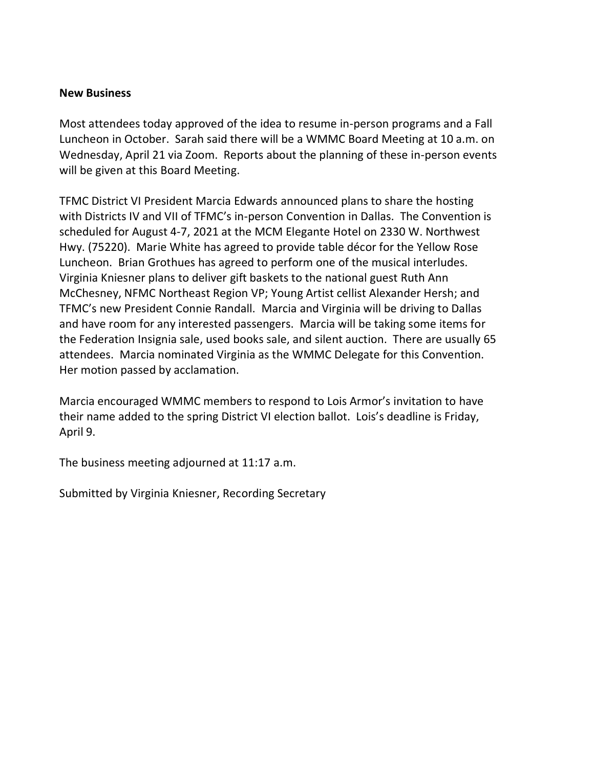**New Business**

Most attendees today approved of the idea to resume in-person programs and a Fall Luncheon in October. Sarah said there will be a WMMC Board Meeting at 10 a.m. on Wednesday, April 21 via Zoom. Reports about the planning of these in-person events will be given at this Board Meeting.

TFMC District VI President Marcia Edwards announced plans to share the hosting with Districts IV and VII of TFMC's in-person Convention in Dallas. The Convention is scheduled for August 4-7, 2021 at the MCM Elegante Hotel on 2330 W. Northwest Hwy. (75220). Marie White has agreed to provide table décor for the Yellow Rose Luncheon. Brian Grothues has agreed to perform one of the musical interludes. Virginia Kniesner plans to deliver gift baskets to the national guest Ruth Ann McChesney, NFMC Northeast Region VP; Young Artist cellist Alexander Hersh; and TFMC's new President Connie Randall. Marcia and Virginia will be driving to Dallas and have room for any interested passengers. Marcia will be taking some items for the Federation Insignia sale, used books sale, and silent auction. There are usually 65 attendees. Marcia nominated Virginia as the WMMC Delegate for this Convention. Her motion passed by acclamation.

Marcia encouraged WMMC members to respond to Lois Armor's invitation to have their name added to the spring District VI election ballot. Lois's deadline is Friday, April 9.

The business meeting adjourned at 11:17 a.m.

Submitted by Virginia Kniesner, Recording Secretary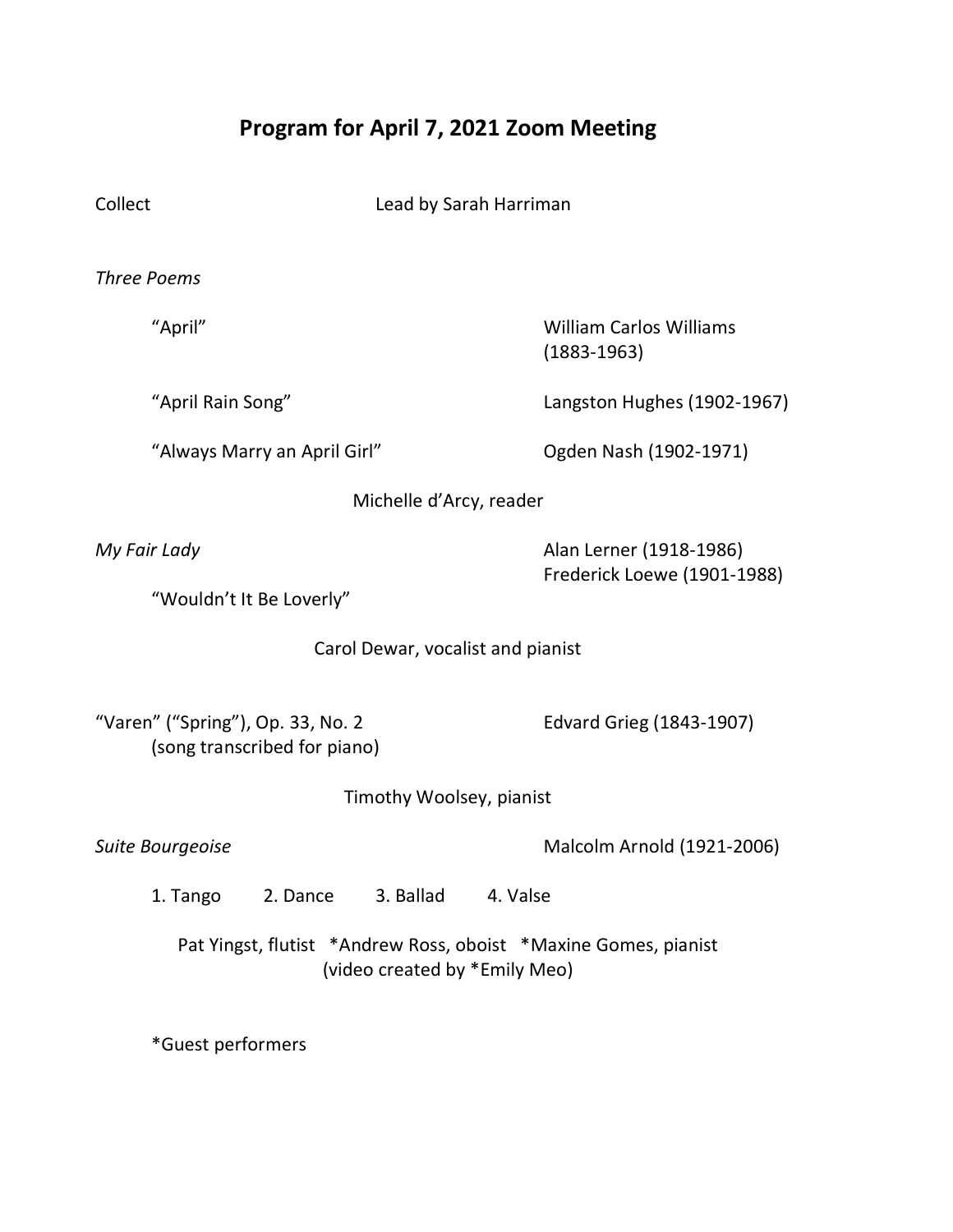# Program for April 7, 2021 Zoom Meeting

Collect — Lead by Sarah Harriman

*Three Poems*

“April” — William Carlos Williams (1883-1963)

“April Rain Song” — Langston Hughes (1902-1967)

“Always Marry an April Girl” — Ogden Nash (1902-1971)

Michelle d’Arcy, reader

*My Fair Lady* — Alan Lerner (1918-1986), Frederick Loewe (1901-1988)

“Wouldn’t It Be Loverly”

Carol Dewar, vocalist and pianist

“Varen” (“Spring”), Op. 33, No. 2 (song transcribed for piano) — Edvard Grieg (1843-1907)

Timothy Woolsey, pianist

*Suite Bourgeoise* — Malcolm Arnold (1921-2006)

1. Tango 2. Dance 3. Ballad 4. Valse

Pat Yingst, flutist *Andrew Ross, oboist *Maxine Gomes, pianist
(video created by *Emily Meo)

*Guest performers